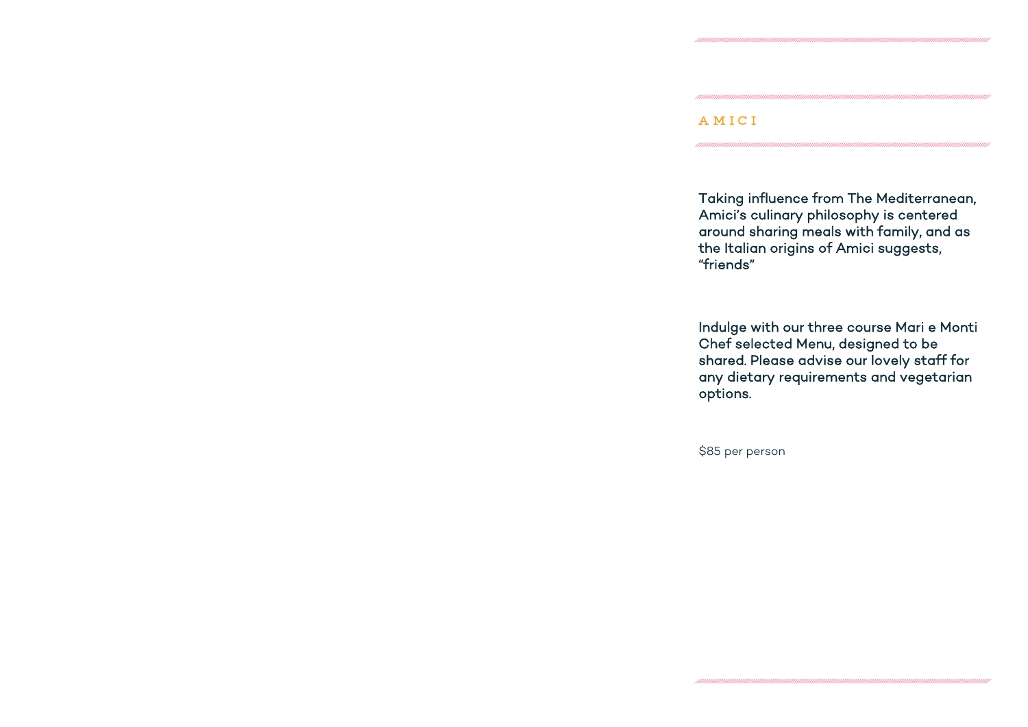# AMICI

Taking influence from The Mediterranean, Amici's culinary philosophy is centered around sharing meals with family, and as the Italian origins of Amici suggests, "friends"

Indulge with our three course Mari e Monti Chef selected Menu, designed to be shared. Please advise our lovely staff for any dietary requirements and vegetarian options.

$85 per person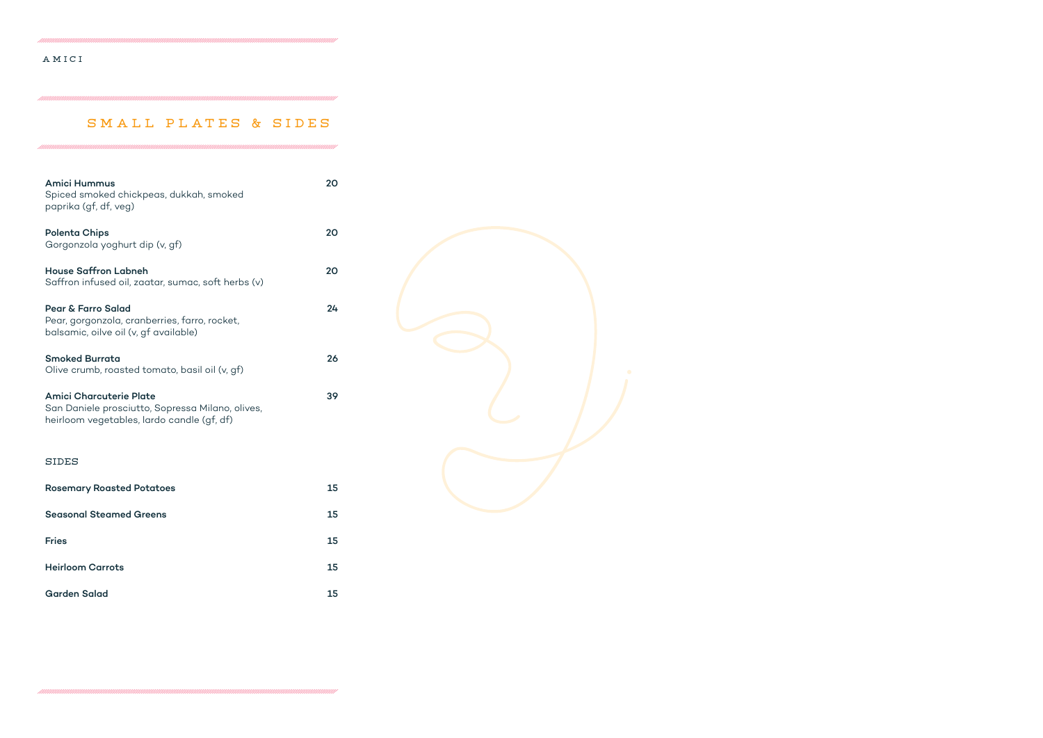AMICI

# SMALL PLATES & SIDES

**Amici Hummus** 20
Spiced smoked chickpeas, dukkah, smoked paprika (gf, df, veg)

**Polenta Chips** 20
Gorgonzola yoghurt dip (v, gf)

**House Saffron Labneh** 20
Saffron infused oil, zaatar, sumac, soft herbs (v)

**Pear & Farro Salad** 24
Pear, gorgonzola, cranberries, farro, rocket, balsamic, oilve oil (v, gf available)

**Smoked Burrata** 26
Olive crumb, roasted tomato, basil oil (v, gf)

**Amici Charcuterie Plate** 39
San Daniele prosciutto, Sopressa Milano, olives, heirloom vegetables, lardo candle (gf, df)

## SIDES

**Rosemary Roasted Potatoes** 15

**Seasonal Steamed Greens** 15

**Fries** 15

**Heirloom Carrots** 15

**Garden Salad** 15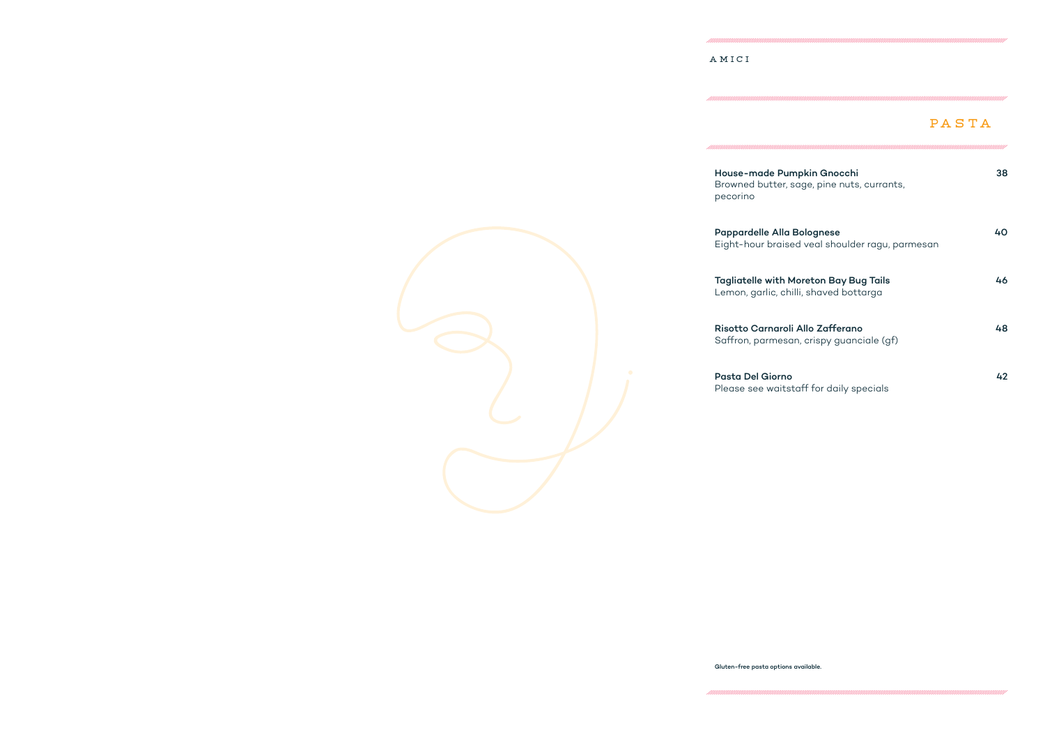AMICI

## PASTA

**House-made Pumpkin Gnocchi** **38**
Browned butter, sage, pine nuts, currants, pecorino

**Pappardelle Alla Bolognese** **40**
Eight-hour braised veal shoulder ragu, parmesan

**Tagliatelle with Moreton Bay Bug Tails** **46**
Lemon, garlic, chilli, shaved bottarga

**Risotto Carnaroli Allo Zafferano** **48**
Saffron, parmesan, crispy guanciale (gf)

**Pasta Del Giorno** **42**
Please see waitstaff for daily specials

**Gluten-free pasta options available.**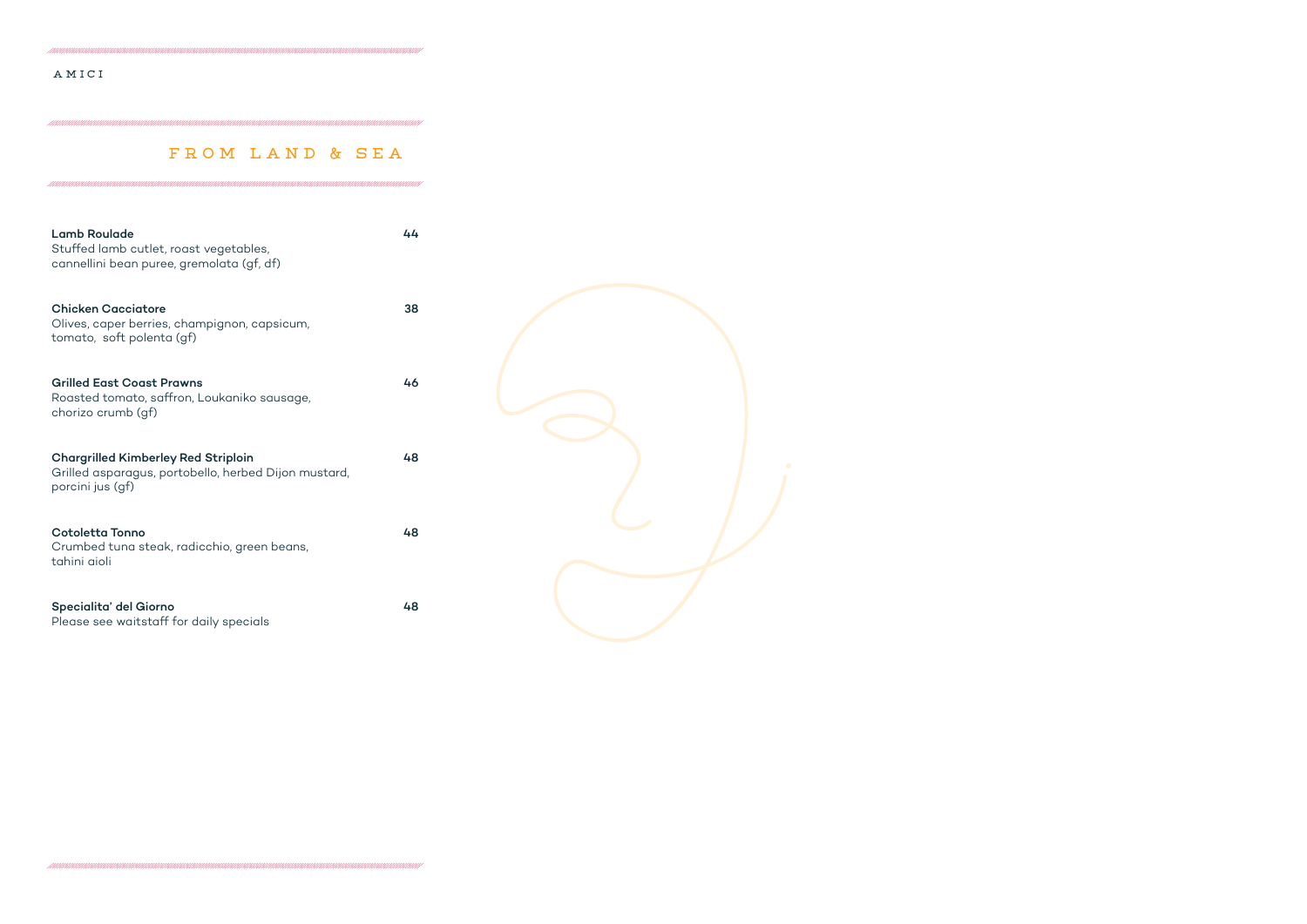AMICI

## FROM LAND & SEA

**Lamb Roulade** — 44
Stuffed lamb cutlet, roast vegetables, cannellini bean puree, gremolata (gf, df)

**Chicken Cacciatore** — 38
Olives, caper berries, champignon, capsicum, tomato, soft polenta (gf)

**Grilled East Coast Prawns** — 46
Roasted tomato, saffron, Loukaniko sausage, chorizo crumb (gf)

**Chargrilled Kimberley Red Striploin** — 48
Grilled asparagus, portobello, herbed Dijon mustard, porcini jus (gf)

**Cotoletta Tonno** — 48
Crumbed tuna steak, radicchio, green beans, tahini aioli

**Specialita' del Giorno** — 48
Please see waitstaff for daily specials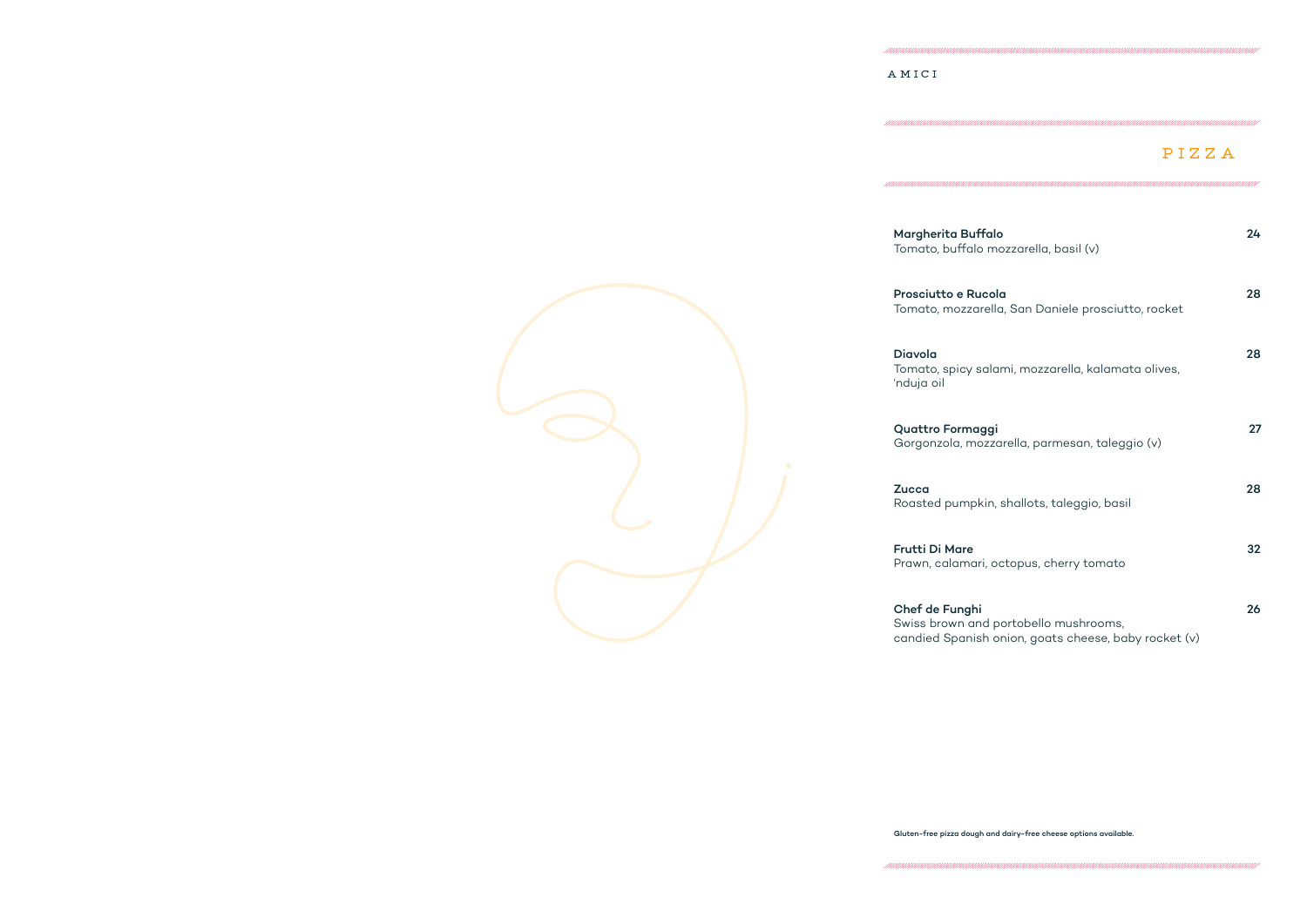AMICI

# PIZZA

**Margherita Buffalo** **24**
Tomato, buffalo mozzarella, basil (v)

**Prosciutto e Rucola** **28**
Tomato, mozzarella, San Daniele prosciutto, rocket

**Diavola** **28**
Tomato, spicy salami, mozzarella, kalamata olives, 'nduja oil

**Quattro Formaggi** **27**
Gorgonzola, mozzarella, parmesan, taleggio (v)

**Zucca** **28**
Roasted pumpkin, shallots, taleggio, basil

**Frutti Di Mare** **32**
Prawn, calamari, octopus, cherry tomato

**Chef de Funghi** **26**
Swiss brown and portobello mushrooms,
candied Spanish onion, goats cheese, baby rocket (v)

**Gluten-free pizza dough and dairy-free cheese options available.**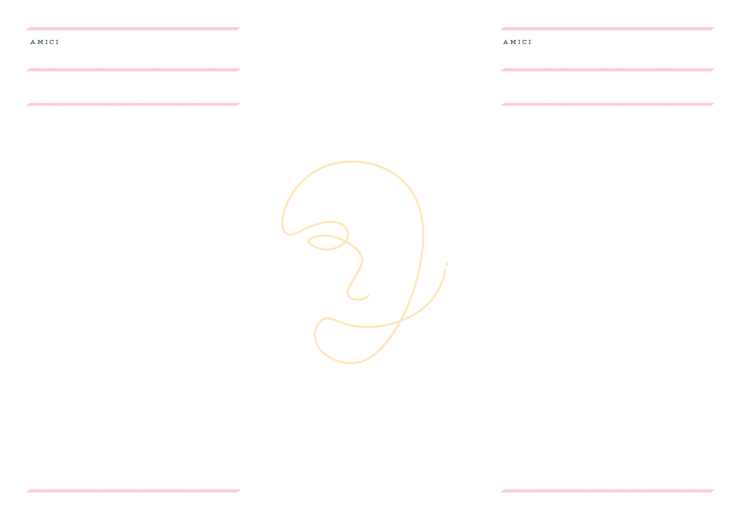AMICI

AMICI